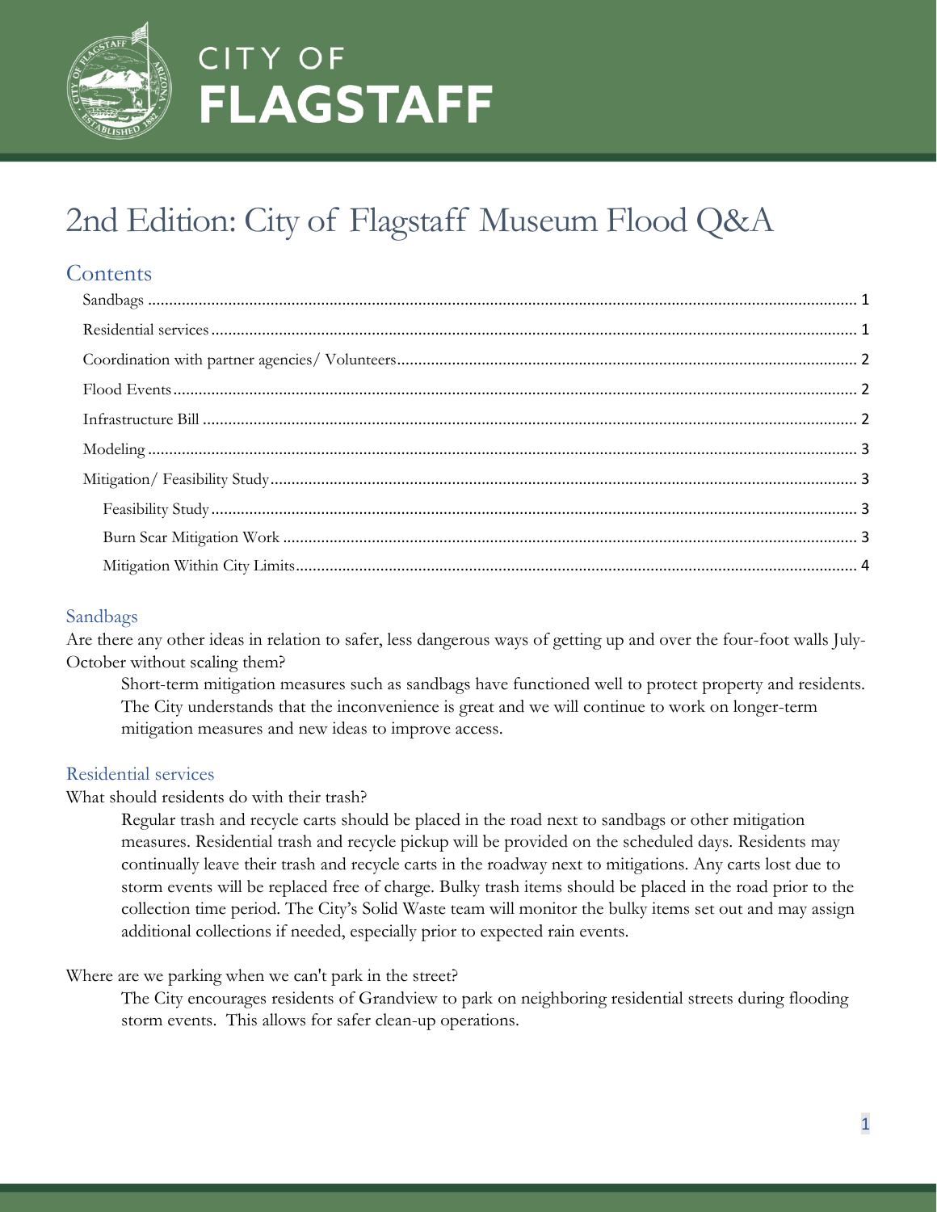CITY OF
FLAGSTAFF

# 2nd Edition: City of Flagstaff Museum Flood Q&A

## Contents

- Sandbags ... 1
- Residential services ... 1
- Coordination with partner agencies/ Volunteers ... 2
- Flood Events ... 2
- Infrastructure Bill ... 2
- Modeling ... 3
- Mitigation/ Feasibility Study ... 3
  - Feasibility Study ... 3
  - Burn Scar Mitigation Work ... 3
  - Mitigation Within City Limits ... 4

## Sandbags

Are there any other ideas in relation to safer, less dangerous ways of getting up and over the four-foot walls July-October without scaling them?

> Short-term mitigation measures such as sandbags have functioned well to protect property and residents. The City understands that the inconvenience is great and we will continue to work on longer-term mitigation measures and new ideas to improve access.

## Residential services

What should residents do with their trash?

> Regular trash and recycle carts should be placed in the road next to sandbags or other mitigation measures. Residential trash and recycle pickup will be provided on the scheduled days. Residents may continually leave their trash and recycle carts in the roadway next to mitigations. Any carts lost due to storm events will be replaced free of charge. Bulky trash items should be placed in the road prior to the collection time period. The City's Solid Waste team will monitor the bulky items set out and may assign additional collections if needed, especially prior to expected rain events.

Where are we parking when we can't park in the street?

> The City encourages residents of Grandview to park on neighboring residential streets during flooding storm events. This allows for safer clean-up operations.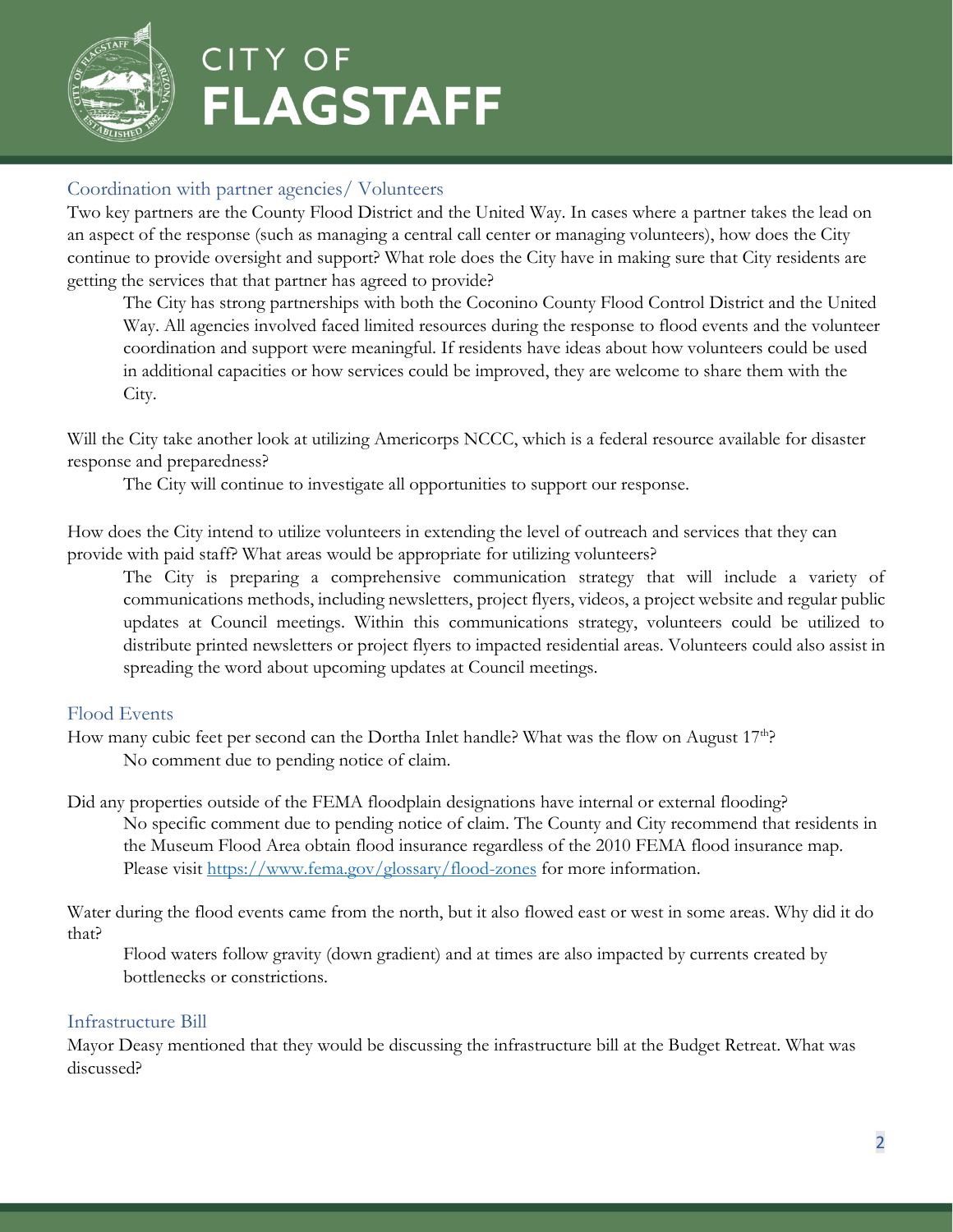## Coordination with partner agencies/ Volunteers

Two key partners are the County Flood District and the United Way. In cases where a partner takes the lead on an aspect of the response (such as managing a central call center or managing volunteers), how does the City continue to provide oversight and support? What role does the City have in making sure that City residents are getting the services that that partner has agreed to provide?

> The City has strong partnerships with both the Coconino County Flood Control District and the United Way. All agencies involved faced limited resources during the response to flood events and the volunteer coordination and support were meaningful. If residents have ideas about how volunteers could be used in additional capacities or how services could be improved, they are welcome to share them with the City.

Will the City take another look at utilizing Americorps NCCC, which is a federal resource available for disaster response and preparedness?

> The City will continue to investigate all opportunities to support our response.

How does the City intend to utilize volunteers in extending the level of outreach and services that they can provide with paid staff? What areas would be appropriate for utilizing volunteers?

> The City is preparing a comprehensive communication strategy that will include a variety of communications methods, including newsletters, project flyers, videos, a project website and regular public updates at Council meetings. Within this communications strategy, volunteers could be utilized to distribute printed newsletters or project flyers to impacted residential areas. Volunteers could also assist in spreading the word about upcoming updates at Council meetings.

## Flood Events

How many cubic feet per second can the Dortha Inlet handle? What was the flow on August 17th?

> No comment due to pending notice of claim.

Did any properties outside of the FEMA floodplain designations have internal or external flooding?

> No specific comment due to pending notice of claim. The County and City recommend that residents in the Museum Flood Area obtain flood insurance regardless of the 2010 FEMA flood insurance map. Please visit https://www.fema.gov/glossary/flood-zones for more information.

Water during the flood events came from the north, but it also flowed east or west in some areas. Why did it do that?

> Flood waters follow gravity (down gradient) and at times are also impacted by currents created by bottlenecks or constrictions.

## Infrastructure Bill

Mayor Deasy mentioned that they would be discussing the infrastructure bill at the Budget Retreat. What was discussed?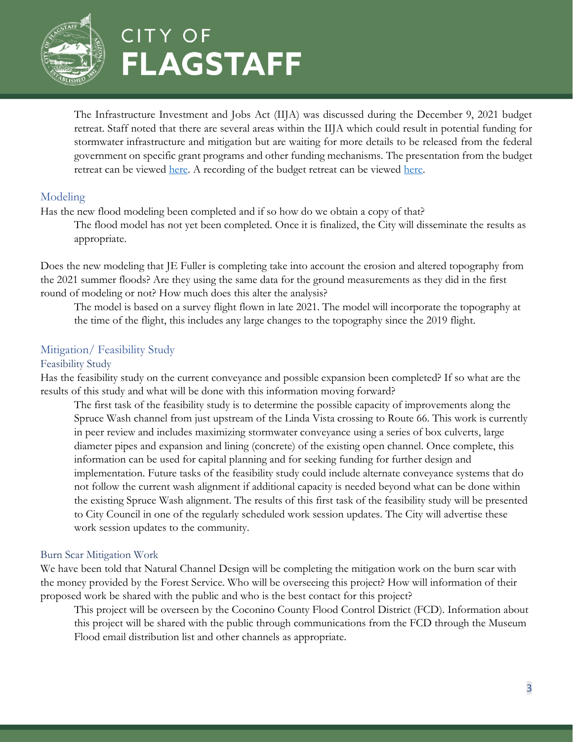The Infrastructure Investment and Jobs Act (IIJA) was discussed during the December 9, 2021 budget retreat. Staff noted that there are several areas within the IIJA which could result in potential funding for stormwater infrastructure and mitigation but are waiting for more details to be released from the federal government on specific grant programs and other funding mechanisms. The presentation from the budget retreat can be viewed here. A recording of the budget retreat can be viewed here.

## Modeling

Has the new flood modeling been completed and if so how do we obtain a copy of that?

The flood model has not yet been completed. Once it is finalized, the City will disseminate the results as appropriate.

Does the new modeling that JE Fuller is completing take into account the erosion and altered topography from the 2021 summer floods? Are they using the same data for the ground measurements as they did in the first round of modeling or not? How much does this alter the analysis?

The model is based on a survey flight flown in late 2021. The model will incorporate the topography at the time of the flight, this includes any large changes to the topography since the 2019 flight.

## Mitigation/ Feasibility Study

### Feasibility Study

Has the feasibility study on the current conveyance and possible expansion been completed? If so what are the results of this study and what will be done with this information moving forward?

The first task of the feasibility study is to determine the possible capacity of improvements along the Spruce Wash channel from just upstream of the Linda Vista crossing to Route 66. This work is currently in peer review and includes maximizing stormwater conveyance using a series of box culverts, large diameter pipes and expansion and lining (concrete) of the existing open channel. Once complete, this information can be used for capital planning and for seeking funding for further design and implementation. Future tasks of the feasibility study could include alternate conveyance systems that do not follow the current wash alignment if additional capacity is needed beyond what can be done within the existing Spruce Wash alignment. The results of this first task of the feasibility study will be presented to City Council in one of the regularly scheduled work session updates. The City will advertise these work session updates to the community.

### Burn Scar Mitigation Work

We have been told that Natural Channel Design will be completing the mitigation work on the burn scar with the money provided by the Forest Service. Who will be overseeing this project? How will information of their proposed work be shared with the public and who is the best contact for this project?

This project will be overseen by the Coconino County Flood Control District (FCD). Information about this project will be shared with the public through communications from the FCD through the Museum Flood email distribution list and other channels as appropriate.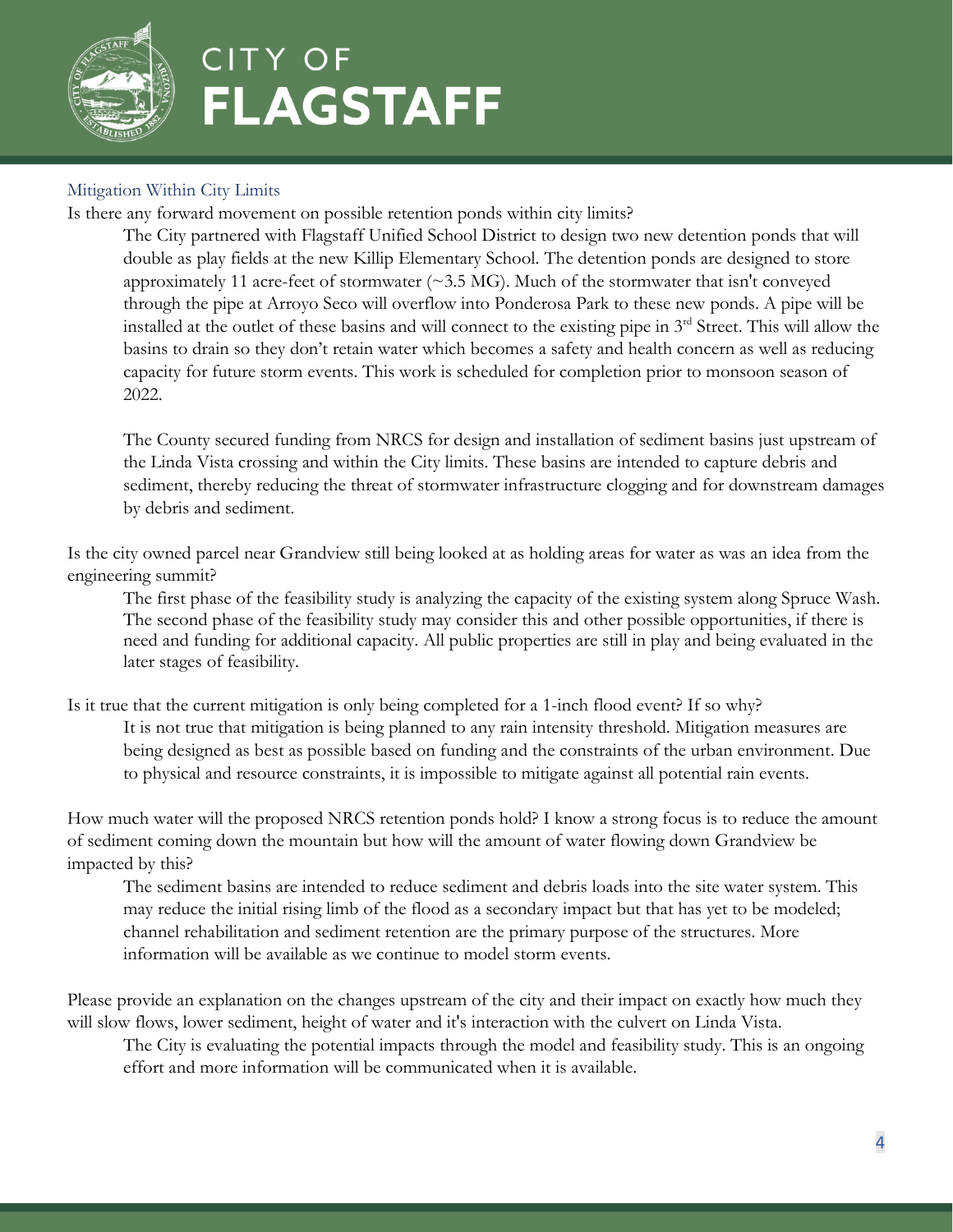## Mitigation Within City Limits

Is there any forward movement on possible retention ponds within city limits?

The City partnered with Flagstaff Unified School District to design two new detention ponds that will double as play fields at the new Killip Elementary School. The detention ponds are designed to store approximately 11 acre-feet of stormwater (~3.5 MG). Much of the stormwater that isn't conveyed through the pipe at Arroyo Seco will overflow into Ponderosa Park to these new ponds. A pipe will be installed at the outlet of these basins and will connect to the existing pipe in 3rd Street. This will allow the basins to drain so they don't retain water which becomes a safety and health concern as well as reducing capacity for future storm events. This work is scheduled for completion prior to monsoon season of 2022.

The County secured funding from NRCS for design and installation of sediment basins just upstream of the Linda Vista crossing and within the City limits. These basins are intended to capture debris and sediment, thereby reducing the threat of stormwater infrastructure clogging and for downstream damages by debris and sediment.

Is the city owned parcel near Grandview still being looked at as holding areas for water as was an idea from the engineering summit?

The first phase of the feasibility study is analyzing the capacity of the existing system along Spruce Wash. The second phase of the feasibility study may consider this and other possible opportunities, if there is need and funding for additional capacity. All public properties are still in play and being evaluated in the later stages of feasibility.

Is it true that the current mitigation is only being completed for a 1-inch flood event? If so why?

It is not true that mitigation is being planned to any rain intensity threshold. Mitigation measures are being designed as best as possible based on funding and the constraints of the urban environment. Due to physical and resource constraints, it is impossible to mitigate against all potential rain events.

How much water will the proposed NRCS retention ponds hold? I know a strong focus is to reduce the amount of sediment coming down the mountain but how will the amount of water flowing down Grandview be impacted by this?

The sediment basins are intended to reduce sediment and debris loads into the site water system. This may reduce the initial rising limb of the flood as a secondary impact but that has yet to be modeled; channel rehabilitation and sediment retention are the primary purpose of the structures. More information will be available as we continue to model storm events.

Please provide an explanation on the changes upstream of the city and their impact on exactly how much they will slow flows, lower sediment, height of water and it's interaction with the culvert on Linda Vista.

The City is evaluating the potential impacts through the model and feasibility study. This is an ongoing effort and more information will be communicated when it is available.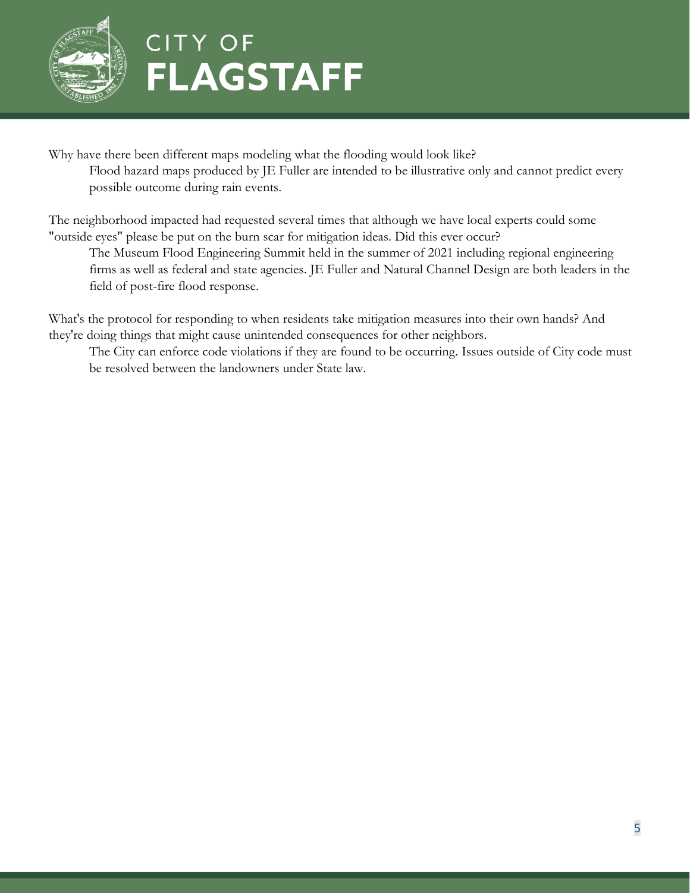Why have there been different maps modeling what the flooding would look like?

> Flood hazard maps produced by JE Fuller are intended to be illustrative only and cannot predict every possible outcome during rain events.

The neighborhood impacted had requested several times that although we have local experts could some "outside eyes" please be put on the burn scar for mitigation ideas. Did this ever occur?

> The Museum Flood Engineering Summit held in the summer of 2021 including regional engineering firms as well as federal and state agencies. JE Fuller and Natural Channel Design are both leaders in the field of post-fire flood response.

What's the protocol for responding to when residents take mitigation measures into their own hands? And they're doing things that might cause unintended consequences for other neighbors.

> The City can enforce code violations if they are found to be occurring. Issues outside of City code must be resolved between the landowners under State law.